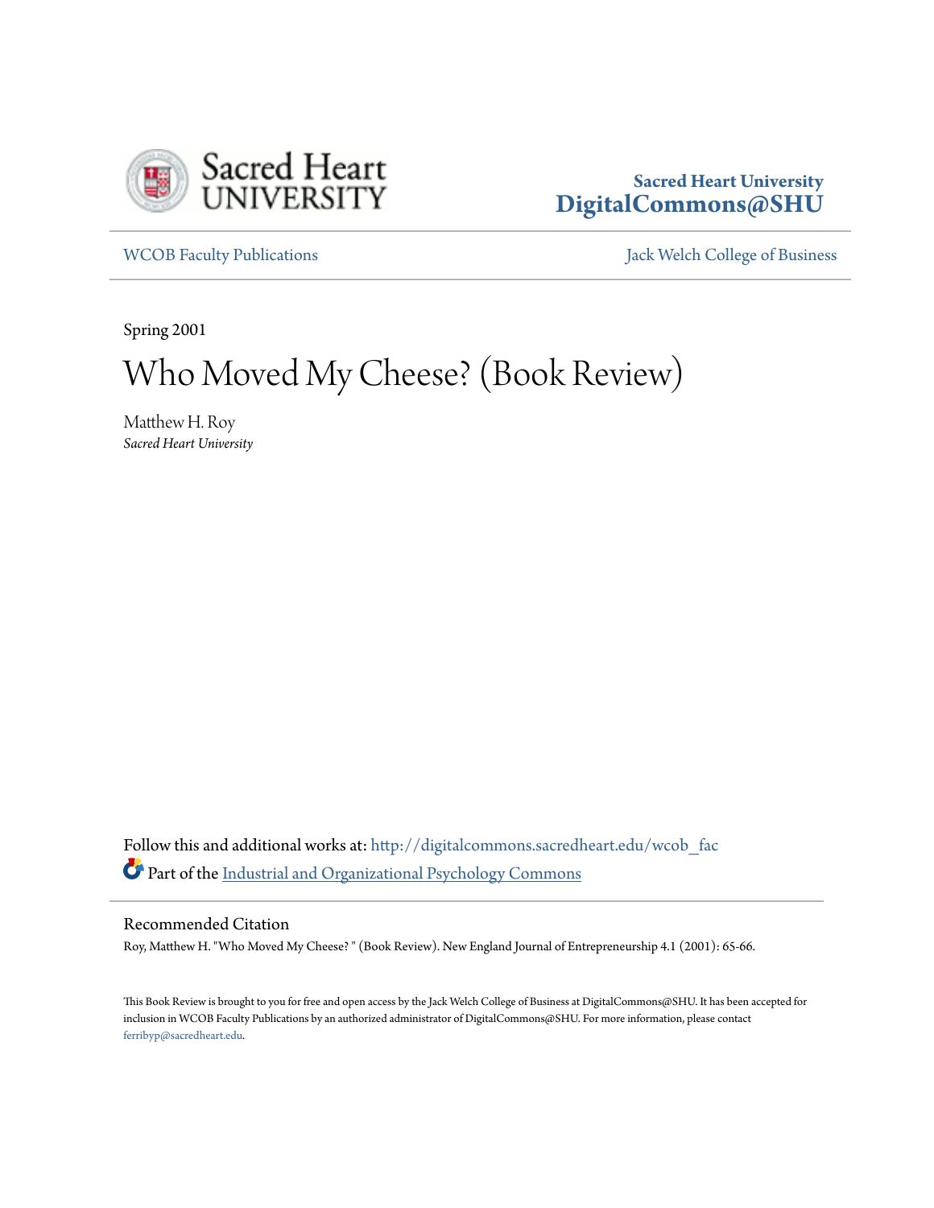Sacred Heart University
DigitalCommons@SHU

WCOB Faculty Publications

Jack Welch College of Business

Spring 2001

# Who Moved My Cheese? (Book Review)

Matthew H. Roy
*Sacred Heart University*

Follow this and additional works at: http://digitalcommons.sacredheart.edu/wcob_fac

Part of the Industrial and Organizational Psychology Commons

## Recommended Citation

Roy, Matthew H. "Who Moved My Cheese? " (Book Review). New England Journal of Entrepreneurship 4.1 (2001): 65-66.

This Book Review is brought to you for free and open access by the Jack Welch College of Business at DigitalCommons@SHU. It has been accepted for inclusion in WCOB Faculty Publications by an authorized administrator of DigitalCommons@SHU. For more information, please contact ferribyp@sacredheart.edu.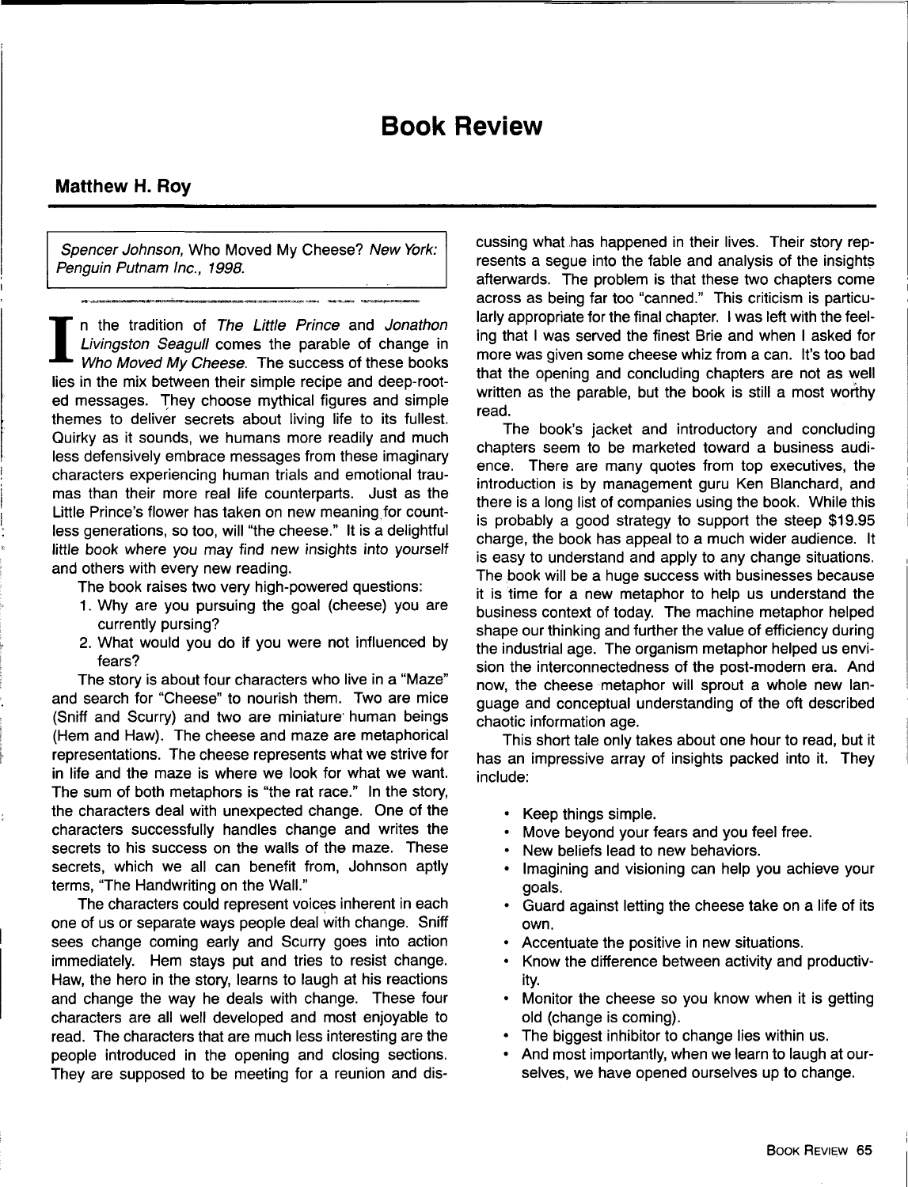# Book Review

## Matthew H. Roy

*Spencer Johnson,* Who Moved My Cheese? *New York: Penguin Putnam Inc., 1998.*

In the tradition of *The Little Prince* and *Jonathon Livingston Seagull* comes the parable of change in *Who Moved My Cheese.* The success of these books lies in the mix between their simple recipe and deep-rooted messages. They choose mythical figures and simple themes to deliver secrets about living life to its fullest. Quirky as it sounds, we humans more readily and much less defensively embrace messages from these imaginary characters experiencing human trials and emotional traumas than their more real life counterparts. Just as the Little Prince's flower has taken on new meaning for countless generations, so too, will "the cheese." It is a delightful little book where you may find new insights into yourself and others with every new reading.

The book raises two very high-powered questions:

1. Why are you pursuing the goal (cheese) you are currently pursing?
2. What would you do if you were not influenced by fears?

The story is about four characters who live in a "Maze" and search for "Cheese" to nourish them. Two are mice (Sniff and Scurry) and two are miniature human beings (Hem and Haw). The cheese and maze are metaphorical representations. The cheese represents what we strive for in life and the maze is where we look for what we want. The sum of both metaphors is "the rat race." In the story, the characters deal with unexpected change. One of the characters successfully handles change and writes the secrets to his success on the walls of the maze. These secrets, which we all can benefit from, Johnson aptly terms, "The Handwriting on the Wall."

The characters could represent voices inherent in each one of us or separate ways people deal with change. Sniff sees change coming early and Scurry goes into action immediately. Hem stays put and tries to resist change. Haw, the hero in the story, learns to laugh at his reactions and change the way he deals with change. These four characters are all well developed and most enjoyable to read. The characters that are much less interesting are the people introduced in the opening and closing sections. They are supposed to be meeting for a reunion and discussing what has happened in their lives. Their story represents a segue into the fable and analysis of the insights afterwards. The problem is that these two chapters come across as being far too "canned." This criticism is particularly appropriate for the final chapter. I was left with the feeling that I was served the finest Brie and when I asked for more was given some cheese whiz from a can. It's too bad that the opening and concluding chapters are not as well written as the parable, but the book is still a most worthy read.

The book's jacket and introductory and concluding chapters seem to be marketed toward a business audience. There are many quotes from top executives, the introduction is by management guru Ken Blanchard, and there is a long list of companies using the book. While this is probably a good strategy to support the steep $19.95 charge, the book has appeal to a much wider audience. It is easy to understand and apply to any change situations. The book will be a huge success with businesses because it is time for a new metaphor to help us understand the business context of today. The machine metaphor helped shape our thinking and further the value of efficiency during the industrial age. The organism metaphor helped us envision the interconnectedness of the post-modern era. And now, the cheese metaphor will sprout a whole new language and conceptual understanding of the oft described chaotic information age.

This short tale only takes about one hour to read, but it has an impressive array of insights packed into it. They include:

- Keep things simple.
- Move beyond your fears and you feel free.
- New beliefs lead to new behaviors.
- Imagining and visioning can help you achieve your goals.
- Guard against letting the cheese take on a life of its own.
- Accentuate the positive in new situations.
- Know the difference between activity and productivity.
- Monitor the cheese so you know when it is getting old (change is coming).
- The biggest inhibitor to change lies within us.
- And most importantly, when we learn to laugh at ourselves, we have opened ourselves up to change.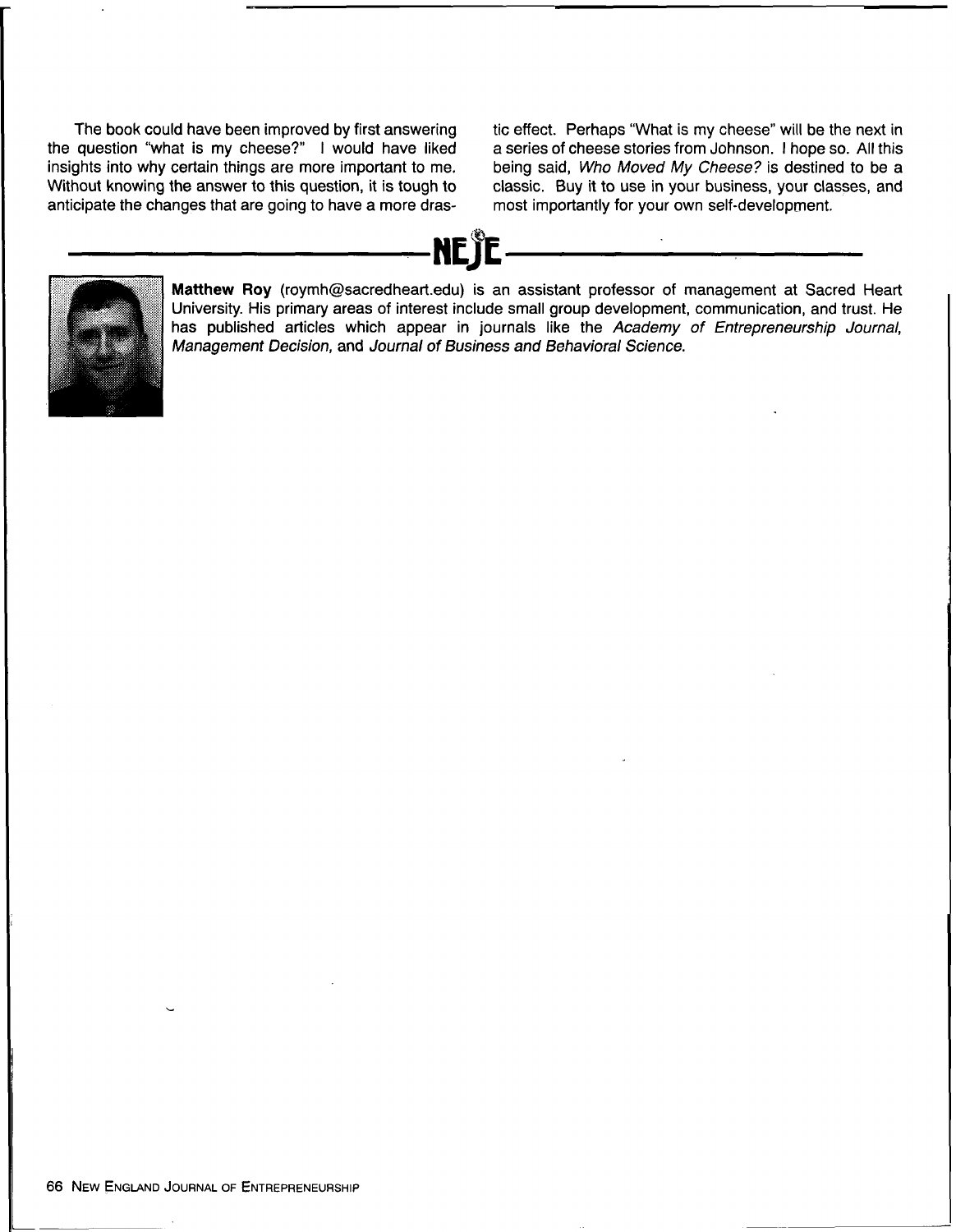The book could have been improved by first answering the question "what is my cheese?" I would have liked insights into why certain things are more important to me. Without knowing the answer to this question, it is tough to anticipate the changes that are going to have a more drastic effect. Perhaps "What is my cheese" will be the next in a series of cheese stories from Johnson. I hope so. All this being said, *Who Moved My Cheese?* is destined to be a classic. Buy it to use in your business, your classes, and most importantly for your own self-development.

---

**Matthew Roy** (roymh@sacredheart.edu) is an assistant professor of management at Sacred Heart University. His primary areas of interest include small group development, communication, and trust. He has published articles which appear in journals like the *Academy of Entrepreneurship Journal*, *Management Decision*, and *Journal of Business and Behavioral Science*.